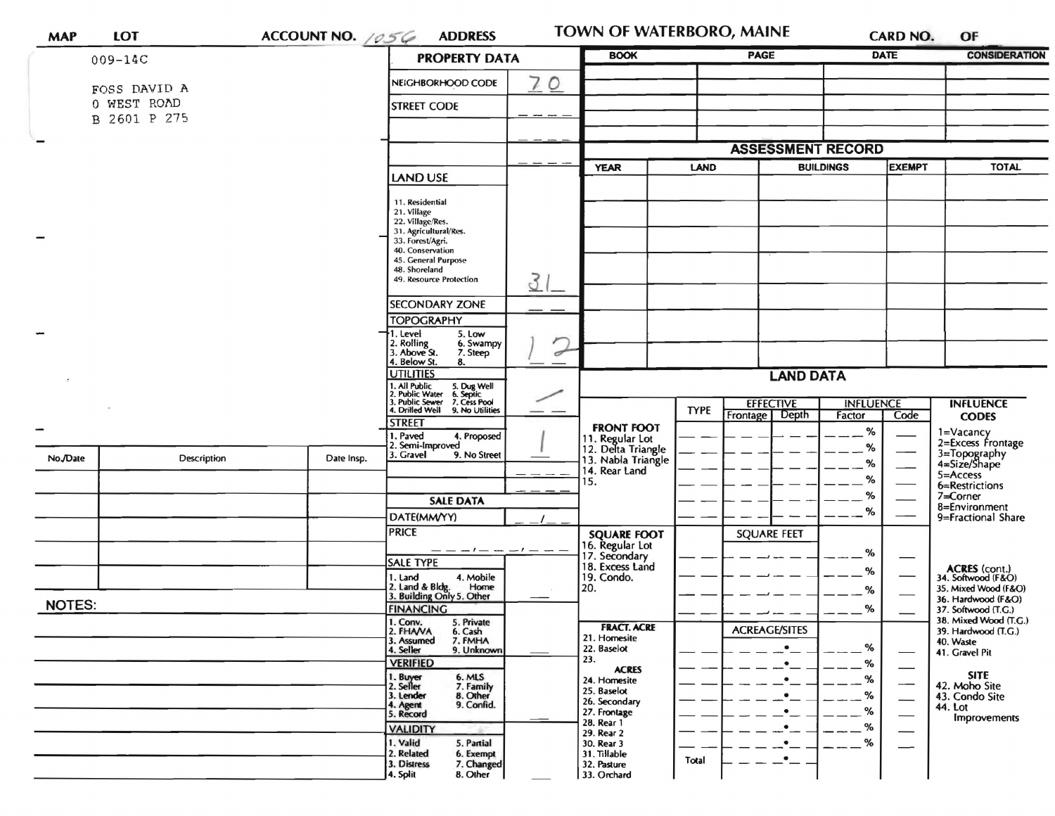| MAP | LOT | ACCOUNT NO. 1056 | ADDRESS | TOWN OF WATERBORO, MAINE | CARD NO. | OF |
|---|---|---|---|---|---|---|

009-14C

FOSS DAVID A
0 WEST ROAD
B 2601 P 275

## PROPERTY DATA

| Field | Value |
|---|---|
| NEIGHBORHOOD CODE | 70 |
| STREET CODE | |
| LAND USE (11. Residential, 21. Village, 22. Village/Res., 31. Agricultural/Res., 33. Forest/Agri., 40. Conservation, 45. General Purpose, 48. Shoreland, 49. Resource Protection) | 31 |
| SECONDARY ZONE | |
| TOPOGRAPHY (1. Level, 2. Rolling, 3. Above St., 4. Below St., 5. Low, 6. Swampy, 7. Steep, 8.) | 1 2 |
| UTILITIES (1. All Public, 2. Public Water, 3. Public Sewer, 4. Drilled Well, 5. Dug Well, 6. Septic, 7. Cess Pool, 9. No Utilities) | |
| STREET (1. Paved, 2. Semi-Improved, 3. Gravel, 4. Proposed, 9. No Street) | 1 |

## SALE DATA

| Field | Value |
|---|---|
| DATE(MM/YY) | |
| PRICE | |
| SALE TYPE (1. Land, 2. Land & Bldg., 3. Building Only, 4. Mobile Home, 5. Other) | |
| FINANCING (1. Conv., 2. FHA/VA, 3. Assumed, 4. Seller, 5. Private, 6. Cash, 7. FMHA, 9. Unknown) | |
| VERIFIED (1. Buyer, 2. Seller, 3. Lender, 4. Agent, 5. Record, 6. MLS, 7. Family, 8. Other, 9. Confid.) | |
| VALIDITY (1. Valid, 2. Related, 3. Distress, 4. Split, 5. Partial, 6. Exempt, 7. Changed, 8. Other) | |

| BOOK | PAGE | DATE | CONSIDERATION |
|---|---|---|---|
| | | | |

## ASSESSMENT RECORD

| YEAR | LAND | BUILDINGS | EXEMPT | TOTAL |
|---|---|---|---|---|
| | | | | |

## LAND DATA

| | TYPE | EFFECTIVE Frontage | EFFECTIVE Depth | INFLUENCE Factor | INFLUENCE Code |
|---|---|---|---|---|---|
| FRONT FOOT: 11. Regular Lot, 12. Delta Triangle, 13. Nabla Triangle, 14. Rear Land, 15. | | | | % | |
| SQUARE FOOT: 16. Regular Lot, 17. Secondary, 18. Excess Land, 19. Condo., 20. | | SQUARE FEET | | % | |
| FRACT. ACRE: 21. Homesite, 22. Baselot, 23. ACRES: 24. Homesite, 25. Baselot, 26. Secondary, 27. Frontage, 28. Rear 1, 29. Rear 2, 30. Rear 3, 31. Tillable, 32. Pasture, 33. Orchard | | ACREAGE/SITES | | % | |
| | Total | | | | |

**INFLUENCE CODES**
1=Vacancy
2=Excess Frontage
3=Topography
4=Size/Shape
5=Access
6=Restrictions
7=Corner
8=Environment
9=Fractional Share

**ACRES (cont.)**
34. Softwood (F&O)
35. Mixed Wood (F&O)
36. Hardwood (F&O)
37. Softwood (T.G.)
38. Mixed Wood (T.G.)
39. Hardwood (T.G.)
40. Waste
41. Gravel Pit

**SITE**
42. Moho Site
43. Condo Site
44. Lot Improvements

| No./Date | Description | Date Insp. |
|---|---|---|
| | | |

NOTES: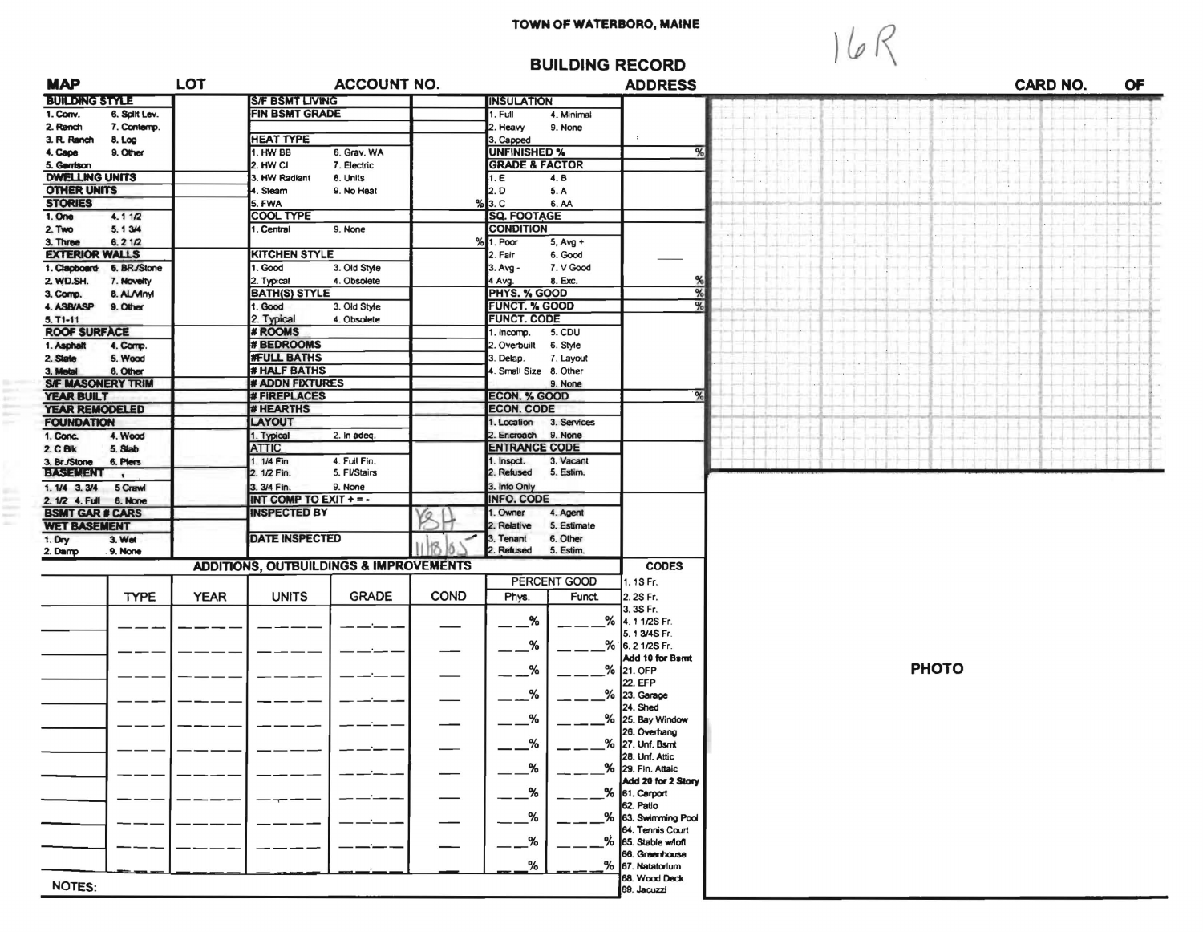TOWN OF WATERBORO, MAINE

16R

## BUILDING RECORD

**MAP** | **LOT** | **ACCOUNT NO.** | **ADDRESS** | **CARD NO.** | **OF**

| | | | | | |
|---|---|---|---|---|---|
| **BUILDING STYLE** | | **S/F BSMT LIVING** | | **INSULATION** | |
| 1. Conv. 6. Split Lev. | | **FIN BSMT GRADE** | | 1. Full 4. Minimal | |
| 2. Ranch 7. Contemp. | | | | 2. Heavy 9. None | |
| 3. R. Ranch 8. Log | | **HEAT TYPE** | | 3. Capped | |
| 4. Cape 9. Other | | 1. HW BB 6. Grav. WA | | **UNFINISHED %** | % |
| 5. Garrison | | 2. HW CI 7. Electric | | **GRADE & FACTOR** | |
| **DWELLING UNITS** | | 3. HW Radiant 8. Units | | 1. E 4. B | |
| **OTHER UNITS** | | 4. Steam 9. No Heat | | 2. D 5. A | |
| **STORIES** | | 5. FWA | % | 3. C 6. AA | |
| 1. One 4. 1 1/2 | | **COOL TYPE** | | **SQ. FOOTAGE** | |
| 2. Two 5. 1 3/4 | | 1. Central 9. None | | **CONDITION** | |
| 3. Three 6. 2 1/2 | | | % | 1. Poor 5. Avg + | |
| **EXTERIOR WALLS** | | **KITCHEN STYLE** | | 2. Fair 6. Good | |
| 1. Clapboard 6. BR./Stone | | 1. Good 3. Old Style | | 3. Avg - 7. V Good | |
| 2. WD.SH. 7. Novelty | | 2. Typical 4. Obsolete | | 4 Avg. 8. Exc. | % |
| 3. Comp. 8. AL/Vinyl | | **BATH(S) STYLE** | | **PHYS. % GOOD** | % |
| 4. ASB/ASP 9. Other | | 1. Good 3. Old Style | | **FUNCT. % GOOD** | % |
| 5. T1-11 | | 2. Typical 4. Obsolete | | **FUNCT. CODE** | |
| **ROOF SURFACE** | | **# ROOMS** | | 1. Incomp. 5. CDU | |
| 1. Asphalt 4. Comp. | | **# BEDROOMS** | | 2. Overbuilt 6. Style | |
| 2. Slate 5. Wood | | **#FULL BATHS** | | 3. Delap. 7. Layout | |
| 3. Metal 6. Other | | **# HALF BATHS** | | 4. Small Size 8. Other | |
| **S/F MASONERY TRIM** | | **# ADDN FIXTURES** | | 9. None | |
| **YEAR BUILT** | | **# FIREPLACES** | | **ECON. % GOOD** | % |
| **YEAR REMODELED** | | **# HEARTHS** | | **ECON. CODE** | |
| **FOUNDATION** | | **LAYOUT** | | 1. Location 3. Services | |
| 1. Conc. 4. Wood | | 1. Typical 2. In adeq. | | 2. Encroach 9. None | |
| 2. C Blk 5. Slab | | **ATTIC** | | **ENTRANCE CODE** | |
| 3. Br./Stone 6. Piers | | 1. 1/4 Fin 4. Full Fin. | | 1. Inspct. 3. Vacant | |
| **BASEMENT** | | 2. 1/2 Fin. 5. Fl/Stairs | | 2. Refused 5. Estim. | |
| 1. 1/4 3. 3/4 5 Crawl | | 3. 3/4 Fin. 9. None | | 3. Info Only | |
| 2. 1/2 4. Full 6. None | | **INT COMP TO EXIT + = -** | | **INFO. CODE** | |
| **BSMT GAR # CARS** | | **INSPECTED BY** | YBH | 1. Owner 4. Agent | |
| **WET BASEMENT** | | | | 2. Relative 5. Estimate | |
| 1. Dry 3. Wet | | **DATE INSPECTED** | 11/18/05 | 3. Tenant 6. Other | |
| 2. Damp 9. None | | | | 2. Refused 5. Estim. | |

### ADDITIONS, OUTBUILDINGS & IMPROVEMENTS

| | TYPE | YEAR | UNITS | GRADE | COND | PERCENT GOOD Phys. | PERCENT GOOD Funct. |
|---|---|---|---|---|---|---|---|
| | | | | . | | % | % |
| | | | | . | | % | % |
| | | | | . | | % | % |
| | | | | . | | % | % |
| | | | | . | | % | % |
| | | | | . | | % | % |
| | | | | . | | % | % |
| | | | | . | | % | % |
| | | | | . | | % | % |
| | | | | . | | % | % |
| | | | | . | | % | % |

**CODES**
1. 1S Fr.
2. 2S Fr.
3. 3S Fr.
4. 1 1/2S Fr.
5. 1 3/4S Fr.
6. 2 1/2S Fr.
Add 10 for Bsmt
21. OFP
22. EFP
23. Garage
24. Shed
25. Bay Window
26. Overhang
27. Unf. Bsmt
28. Unf. Attic
29. Fin. Attaic
Add 20 for 2 Story
61. Carport
62. Patio
63. Swimming Pool
64. Tennis Court
65. Stable w/loft
66. Greenhouse
67. Natatorium
68. Wood Deck
69. Jacuzzi

PHOTO

NOTES: